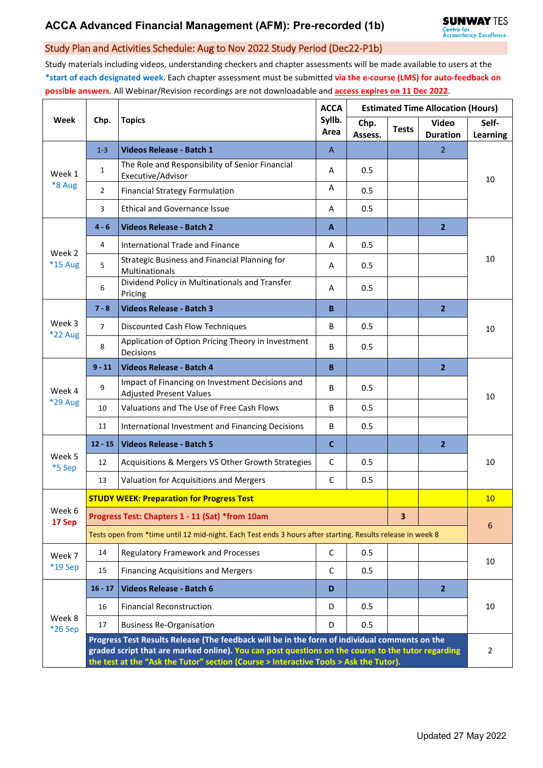# ACCA Advanced Financial Management (AFM): Pre-recorded (1b)

SUNWAY TES Centre for Accountancy Excellence

## Study Plan and Activities Schedule: Aug to Nov 2022 Study Period (Dec22-P1b)

Study materials including videos, understanding checkers and chapter assessments will be made available to users at the **\*start of each designated week**. Each chapter assessment must be submitted **via the e-course (LMS) for auto-feedback on possible answers**. All Webinar/Revision recordings are not downloadable and **access expires on 11 Dec 2022**.

| Week | Chp. | Topics | ACCA Syllb. Area | Estimated Time Allocation (Hours) | | | |
|---|---|---|---|---|---|---|---|
| | | | | Chp. Assess. | Tests | Video Duration | Self-Learning |
| Week 1 *8 Aug | 1-3 | **Videos Release - Batch 1** | A | | | 2 | 10 |
| | 1 | The Role and Responsibility of Senior Financial Executive/Advisor | A | 0.5 | | | |
| | 2 | Financial Strategy Formulation | A | 0.5 | | | |
| | 3 | Ethical and Governance Issue | A | 0.5 | | | |
| Week 2 *15 Aug | **4 - 6** | **Videos Release - Batch 2** | **A** | | | **2** | 10 |
| | 4 | International Trade and Finance | A | 0.5 | | | |
| | 5 | Strategic Business and Financial Planning for Multinationals | A | 0.5 | | | |
| | 6 | Dividend Policy in Multinationals and Transfer Pricing | A | 0.5 | | | |
| Week 3 *22 Aug | **7 - 8** | **Videos Release - Batch 3** | **B** | | | **2** | 10 |
| | 7 | Discounted Cash Flow Techniques | B | 0.5 | | | |
| | 8 | Application of Option Pricing Theory in Investment Decisions | B | 0.5 | | | |
| Week 4 *29 Aug | **9 - 11** | **Videos Release - Batch 4** | **B** | | | **2** | 10 |
| | 9 | Impact of Financing on Investment Decisions and Adjusted Present Values | B | 0.5 | | | |
| | 10 | Valuations and The Use of Free Cash Flows | B | 0.5 | | | |
| | 11 | International Investment and Financing Decisions | B | 0.5 | | | |
| Week 5 *5 Sep | **12 - 15** | **Videos Release - Batch 5** | **C** | | | **2** | 10 |
| | 12 | Acquisitions & Mergers VS Other Growth Strategies | C | 0.5 | | | |
| | 13 | Valuation for Acquisitions and Mergers | C | 0.5 | | | |
| Week 6 **17 Sep** | **STUDY WEEK: Preparation for Progress Test** | | | | | | 10 |
| | **Progress Test: Chapters 1 - 11 (Sat) \*from 10am** | | | | **3** | | 6 |
| | Tests open from *time until 12 mid-night. Each Test ends 3 hours after starting. Results release in week 8 | | | | | | |
| Week 7 *19 Sep | 14 | Regulatory Framework and Processes | C | 0.5 | | | 10 |
| | 15 | Financing Acquisitions and Mergers | C | 0.5 | | | |
| Week 8 *26 Sep | **16 - 17** | **Videos Release - Batch 6** | **D** | | | **2** | 10 |
| | 16 | Financial Reconstruction | D | 0.5 | | | |
| | 17 | Business Re-Organisation | D | 0.5 | | | |
| | **Progress Test Results Release (The feedback will be in the form of individual comments on the graded script that are marked online). You can post questions on the course to the tutor regarding the test at the "Ask the Tutor" section (Course > Interactive Tools > Ask the Tutor).** | | | | | | 2 |

Updated 27 May 2022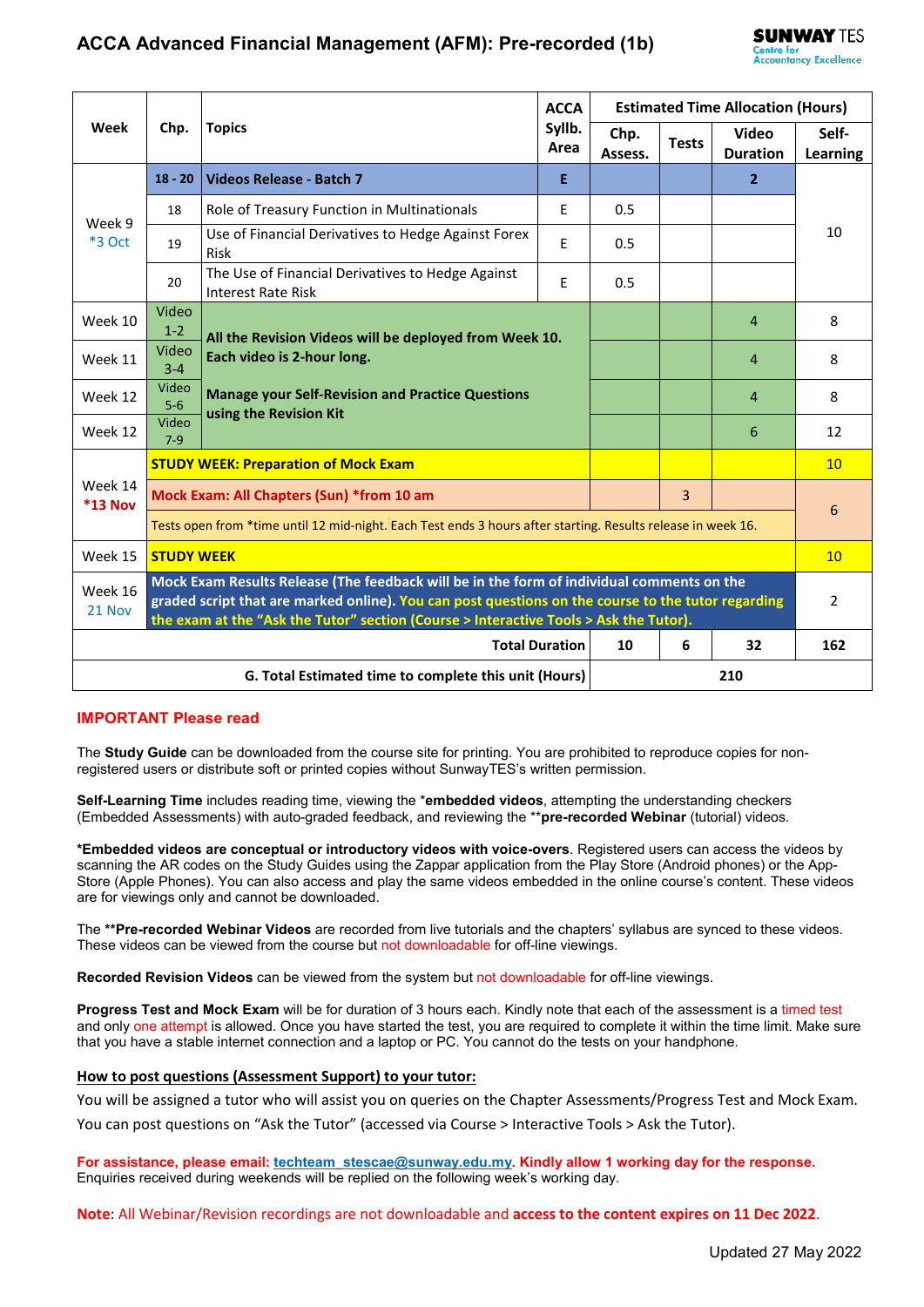# ACCA Advanced Financial Management (AFM): Pre-recorded (1b)

| Week | Chp. | Topics | ACCA Syllb. Area | Estimated Time Allocation (Hours) | | | |
|---|---|---|---|---|---|---|---|
| | | | | Chp. Assess. | Tests | Video Duration | Self-Learning |
| Week 9 *3 Oct | 18 - 20 | **Videos Release - Batch 7** | **E** | | | **2** | 10 |
| | 18 | Role of Treasury Function in Multinationals | E | 0.5 | | | |
| | 19 | Use of Financial Derivatives to Hedge Against Forex Risk | E | 0.5 | | | |
| | 20 | The Use of Financial Derivatives to Hedge Against Interest Rate Risk | E | 0.5 | | | |
| Week 10 | Video 1-2 | **All the Revision Videos will be deployed from Week 10. Each video is 2-hour long. Manage your Self-Revision and Practice Questions using the Revision Kit** | | | | 4 | 8 |
| Week 11 | Video 3-4 | | | | | 4 | 8 |
| Week 12 | Video 5-6 | | | | | 4 | 8 |
| Week 12 | Video 7-9 | | | | | 6 | 12 |
| Week 14 *13 Nov | **STUDY WEEK: Preparation of Mock Exam** | | | | | | 10 |
| | **Mock Exam: All Chapters (Sun) *from 10 am** | | | | 3 | | 6 |
| | Tests open from *time until 12 mid-night. Each Test ends 3 hours after starting. Results release in week 16. | | | | | | |
| Week 15 | **STUDY WEEK** | | | | | | 10 |
| Week 16 21 Nov | **Mock Exam Results Release (The feedback will be in the form of individual comments on the graded script that are marked online). You can post questions on the course to the tutor regarding the exam at the "Ask the Tutor" section (Course > Interactive Tools > Ask the Tutor).** | | | | | | 2 |
| | | | **Total Duration** | **10** | **6** | **32** | **162** |
| | | | **G. Total Estimated time to complete this unit (Hours)** | **210** | | | |

## IMPORTANT Please read

The **Study Guide** can be downloaded from the course site for printing. You are prohibited to reproduce copies for non-registered users or distribute soft or printed copies without SunwayTES's written permission.

**Self-Learning Time** includes reading time, viewing the ***embedded videos**, attempting the understanding checkers (Embedded Assessments) with auto-graded feedback, and reviewing the ****pre-recorded Webinar** (tutorial) videos.

***Embedded videos are conceptual or introductory videos with voice-overs**. Registered users can access the videos by scanning the AR codes on the Study Guides using the Zappar application from the Play Store (Android phones) or the App-Store (Apple Phones). You can also access and play the same videos embedded in the online course's content. These videos are for viewings only and cannot be downloaded.

The ****Pre-recorded Webinar Videos** are recorded from live tutorials and the chapters' syllabus are synced to these videos. These videos can be viewed from the course but not downloadable for off-line viewings.

**Recorded Revision Videos** can be viewed from the system but not downloadable for off-line viewings.

**Progress Test and Mock Exam** will be for duration of 3 hours each. Kindly note that each of the assessment is a timed test and only one attempt is allowed. Once you have started the test, you are required to complete it within the time limit. Make sure that you have a stable internet connection and a laptop or PC. You cannot do the tests on your handphone.

**How to post questions (Assessment Support) to your tutor:**

You will be assigned a tutor who will assist you on queries on the Chapter Assessments/Progress Test and Mock Exam. You can post questions on "Ask the Tutor" (accessed via Course > Interactive Tools > Ask the Tutor).

**For assistance, please email: techteam_stescae@sunway.edu.my. Kindly allow 1 working day for the response.** Enquiries received during weekends will be replied on the following week's working day.

**Note**: All Webinar/Revision recordings are not downloadable and **access to the content expires on 11 Dec 2022**.

Updated 27 May 2022